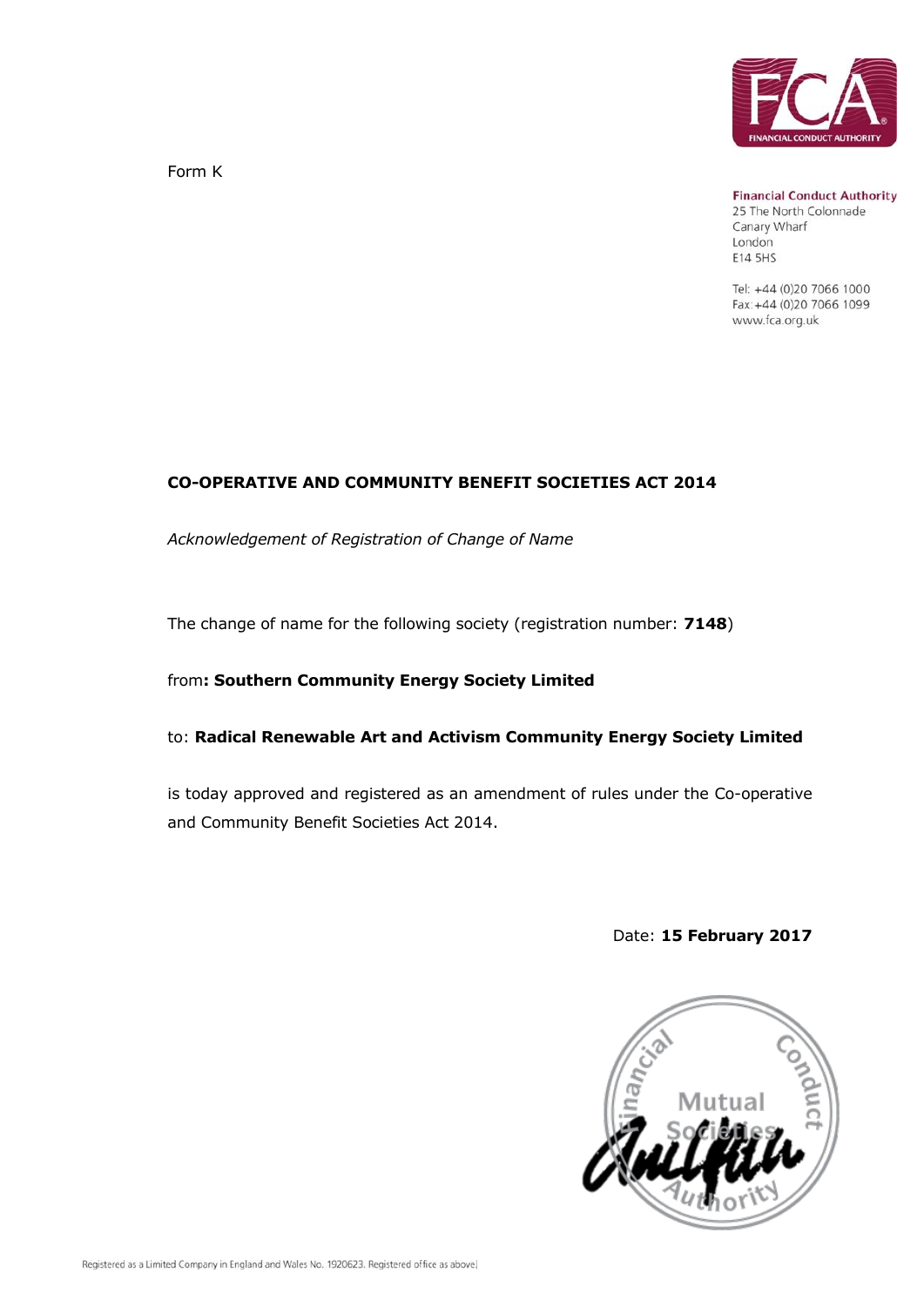Form K

**Financial Conduct Authority**
25 The North Colonnade
Canary Wharf
London
E14 5HS

Tel: +44 (0)20 7066 1000
Fax: +44 (0)20 7066 1099
www.fca.org.uk

**CO-OPERATIVE AND COMMUNITY BENEFIT SOCIETIES ACT 2014**

*Acknowledgement of Registration of Change of Name*

The change of name for the following society (registration number: **7148**)

from**: Southern Community Energy Society Limited**

to: **Radical Renewable Art and Activism Community Energy Society Limited**

is today approved and registered as an amendment of rules under the Co-operative and Community Benefit Societies Act 2014.

Date: **15 February 2017**

Financial Conduct Authority Mutual Societies

Registered as a Limited Company in England and Wales No. 1920623. Registered office as above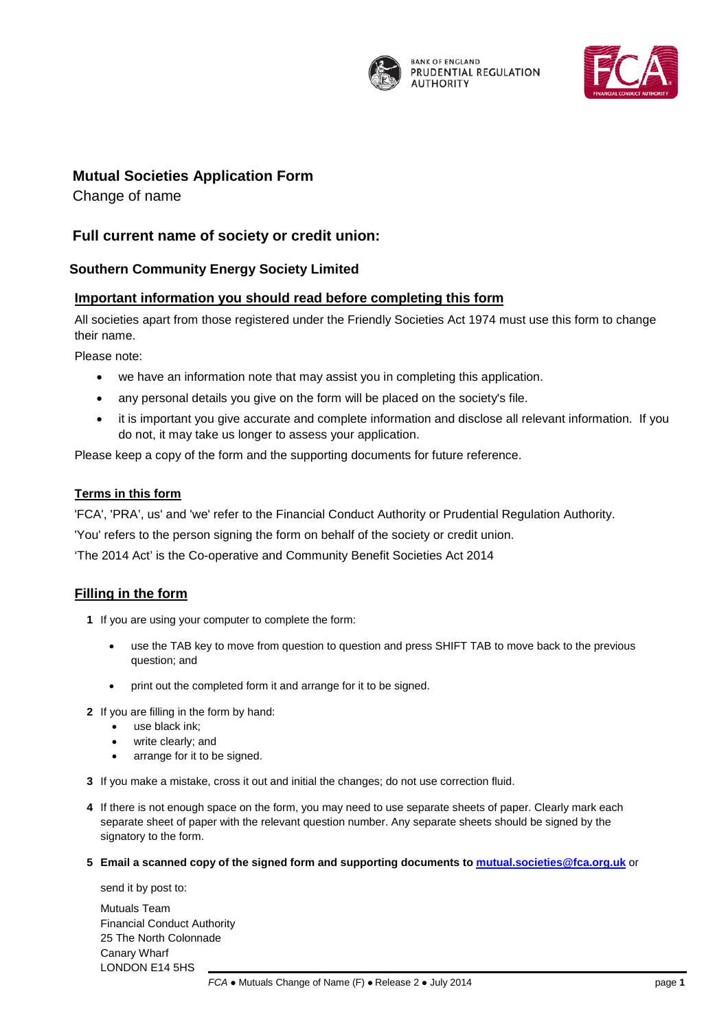# Mutual Societies Application Form

Change of name

## Full current name of society or credit union:

**Southern Community Energy Society Limited**

### Important information you should read before completing this form

All societies apart from those registered under the Friendly Societies Act 1974 must use this form to change their name.

Please note:

- we have an information note that may assist you in completing this application.
- any personal details you give on the form will be placed on the society's file.
- it is important you give accurate and complete information and disclose all relevant information. If you do not, it may take us longer to assess your application.

Please keep a copy of the form and the supporting documents for future reference.

### Terms in this form

'FCA', 'PRA', us' and 'we' refer to the Financial Conduct Authority or Prudential Regulation Authority.

'You' refers to the person signing the form on behalf of the society or credit union.

'The 2014 Act' is the Co-operative and Community Benefit Societies Act 2014

### Filling in the form

**1** If you are using your computer to complete the form:

- use the TAB key to move from question to question and press SHIFT TAB to move back to the previous question; and
- print out the completed form it and arrange for it to be signed.

**2** If you are filling in the form by hand:

- use black ink;
- write clearly; and
- arrange for it to be signed.

**3** If you make a mistake, cross it out and initial the changes; do not use correction fluid.

**4** If there is not enough space on the form, you may need to use separate sheets of paper. Clearly mark each separate sheet of paper with the relevant question number. Any separate sheets should be signed by the signatory to the form.

**5** **Email a scanned copy of the signed form and supporting documents to mutual.societies@fca.org.uk** or

send it by post to:

Mutuals Team
Financial Conduct Authority
25 The North Colonnade
Canary Wharf
LONDON E14 5HS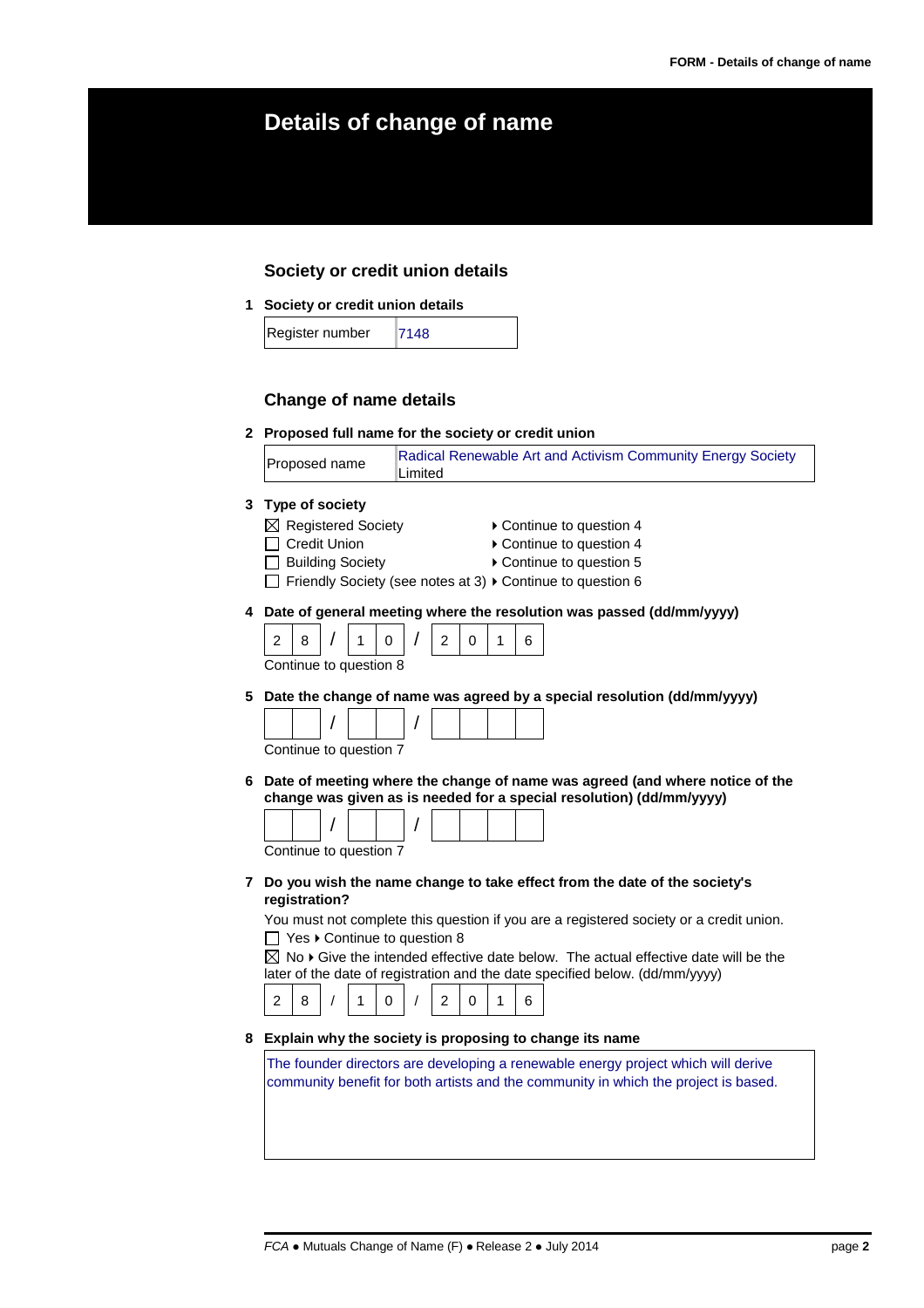# Details of change of name

## Society or credit union details

**1 Society or credit union details**

| Register number | 7148 |
|---|---|

## Change of name details

**2 Proposed full name for the society or credit union**

| Proposed name | Radical Renewable Art and Activism Community Energy Society Limited |
|---|---|

**3 Type of society**

- ☒ Registered Society ▸ Continue to question 4
- ☐ Credit Union ▸ Continue to question 4
- ☐ Building Society ▸ Continue to question 5
- ☐ Friendly Society (see notes at 3) ▸ Continue to question 6

**4 Date of general meeting where the resolution was passed (dd/mm/yyyy)**

28 / 10 / 2016

Continue to question 8

**5 Date the change of name was agreed by a special resolution (dd/mm/yyyy)**

__ / __ / ____

Continue to question 7

**6 Date of meeting where the change of name was agreed (and where notice of the change was given as is needed for a special resolution) (dd/mm/yyyy)**

__ / __ / ____

Continue to question 7

**7 Do you wish the name change to take effect from the date of the society's registration?**

You must not complete this question if you are a registered society or a credit union.

- ☐ Yes ▸ Continue to question 8
- ☒ No ▸ Give the intended effective date below. The actual effective date will be the later of the date of registration and the date specified below. (dd/mm/yyyy)

28 / 10 / 2016

**8 Explain why the society is proposing to change its name**

The founder directors are developing a renewable energy project which will derive community benefit for both artists and the community in which the project is based.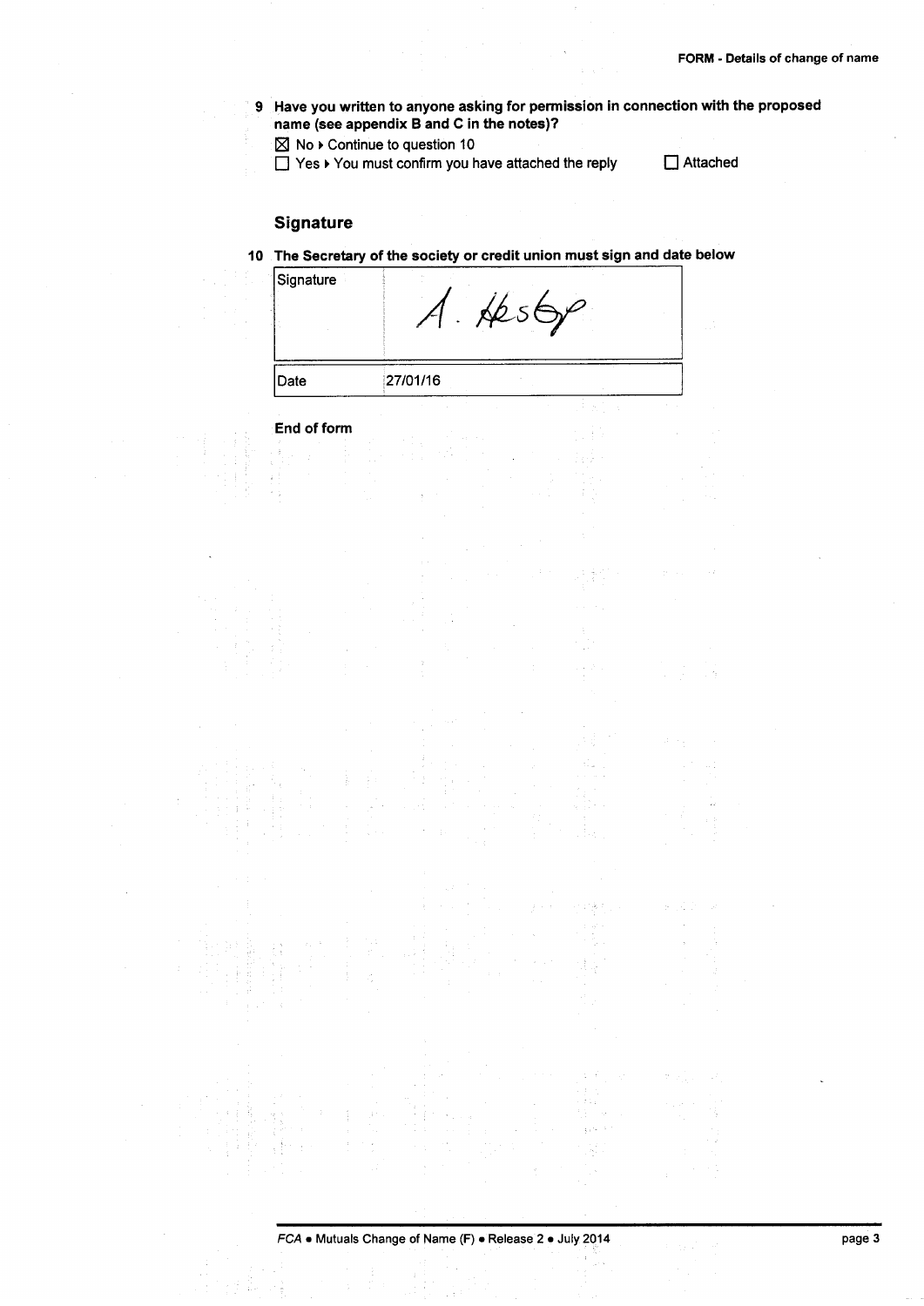**9 Have you written to anyone asking for permission in connection with the proposed name (see appendix B and C in the notes)?**

☒ No ▸ Continue to question 10

☐ Yes ▸ You must confirm you have attached the reply ☐ Attached

## Signature

**10 The Secretary of the society or credit union must sign and date below**

| | |
|---|---|
| Signature | A. Hesby |
| Date | 27/01/16 |

**End of form**